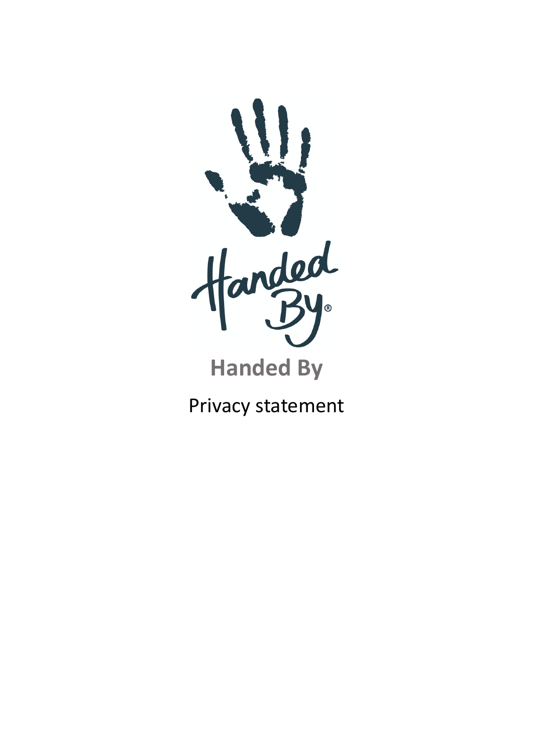# Handed By

Privacy statement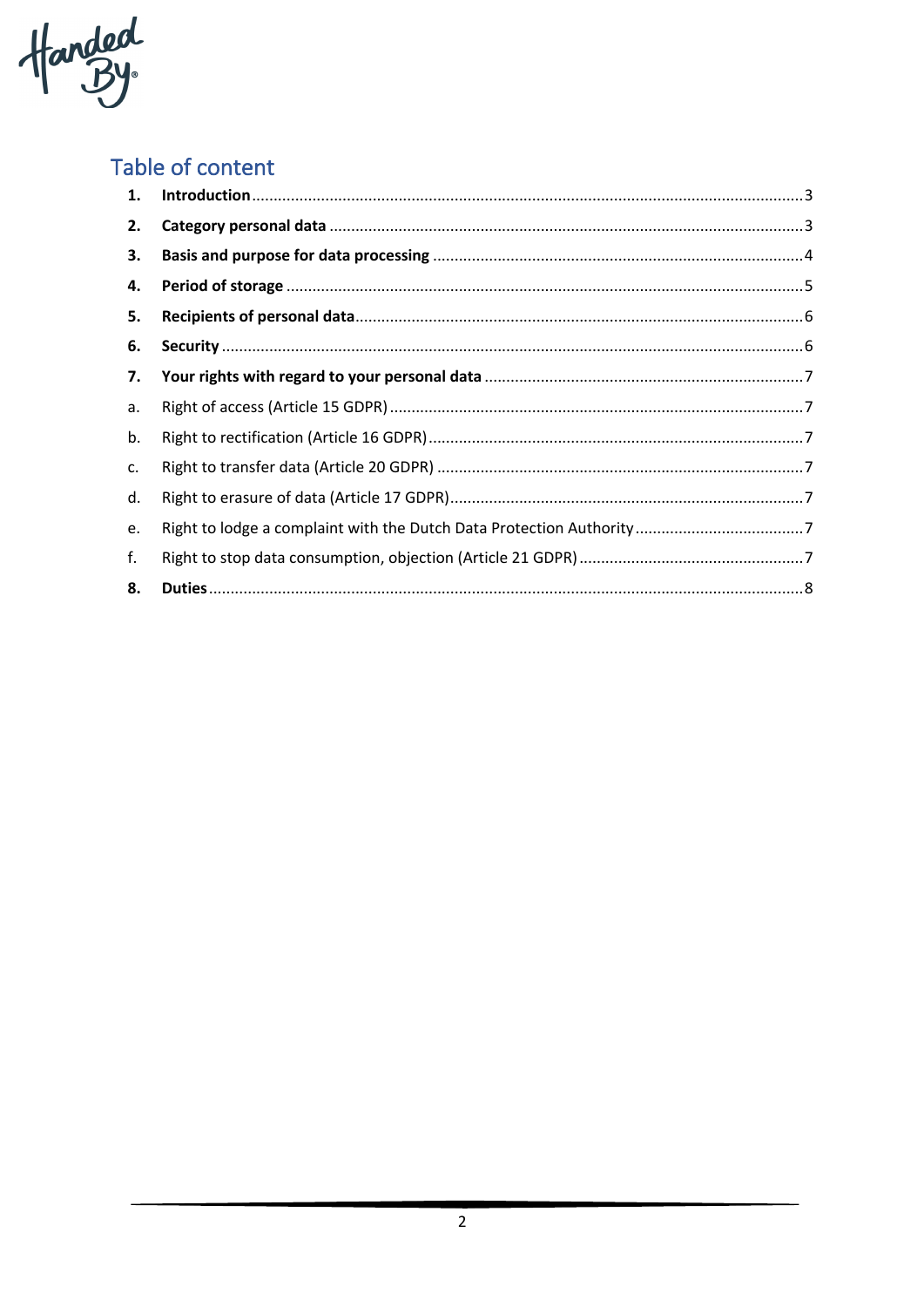## Table of content

1. **Introduction** ........ 3
2. **Category personal data** ........ 3
3. **Basis and purpose for data processing** ........ 4
4. **Period of storage** ........ 5
5. **Recipients of personal data** ........ 6
6. **Security** ........ 6
7. **Your rights with regard to your personal data** ........ 7
   a. Right of access (Article 15 GDPR) ........ 7
   b. Right to rectification (Article 16 GDPR) ........ 7
   c. Right to transfer data (Article 20 GDPR) ........ 7
   d. Right to erasure of data (Article 17 GDPR) ........ 7
   e. Right to lodge a complaint with the Dutch Data Protection Authority ........ 7
   f. Right to stop data consumption, objection (Article 21 GDPR) ........ 7
8. **Duties** ........ 8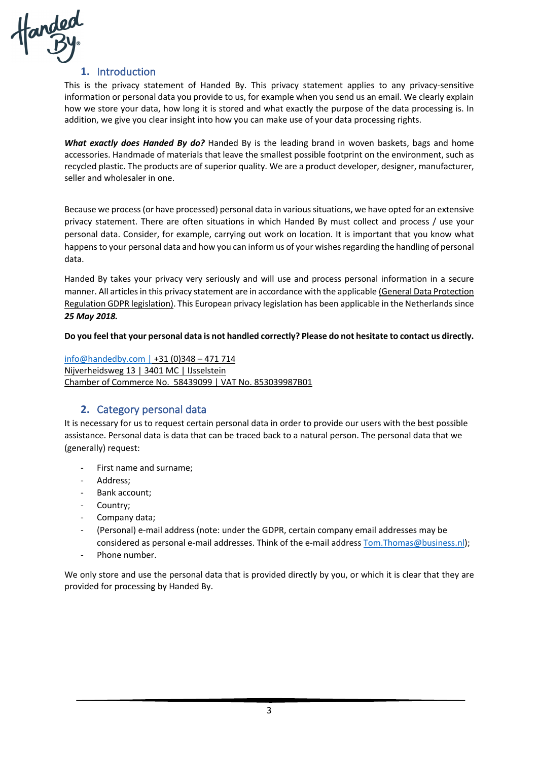## 1. Introduction

This is the privacy statement of Handed By. This privacy statement applies to any privacy-sensitive information or personal data you provide to us, for example when you send us an email. We clearly explain how we store your data, how long it is stored and what exactly the purpose of the data processing is. In addition, we give you clear insight into how you can make use of your data processing rights.

***What exactly does Handed By do?*** Handed By is the leading brand in woven baskets, bags and home accessories. Handmade of materials that leave the smallest possible footprint on the environment, such as recycled plastic. The products are of superior quality. We are a product developer, designer, manufacturer, seller and wholesaler in one.

Because we process (or have processed) personal data in various situations, we have opted for an extensive privacy statement. There are often situations in which Handed By must collect and process / use your personal data. Consider, for example, carrying out work on location. It is important that you know what happens to your personal data and how you can inform us of your wishes regarding the handling of personal data.

Handed By takes your privacy very seriously and will use and process personal information in a secure manner. All articles in this privacy statement are in accordance with the applicable (General Data Protection Regulation GDPR legislation). This European privacy legislation has been applicable in the Netherlands since ***25 May 2018.***

**Do you feel that your personal data is not handled correctly? Please do not hesitate to contact us directly.**

info@handedby.com | +31 (0)348 – 471 714
Nijverheidsweg 13 | 3401 MC | IJsselstein
Chamber of Commerce No. 58439099 | VAT No. 853039987B01

## 2. Category personal data

It is necessary for us to request certain personal data in order to provide our users with the best possible assistance. Personal data is data that can be traced back to a natural person. The personal data that we (generally) request:

- First name and surname;
- Address;
- Bank account;
- Country;
- Company data;
- (Personal) e-mail address (note: under the GDPR, certain company email addresses may be considered as personal e-mail addresses. Think of the e-mail address Tom.Thomas@business.nl);
- Phone number.

We only store and use the personal data that is provided directly by you, or which it is clear that they are provided for processing by Handed By.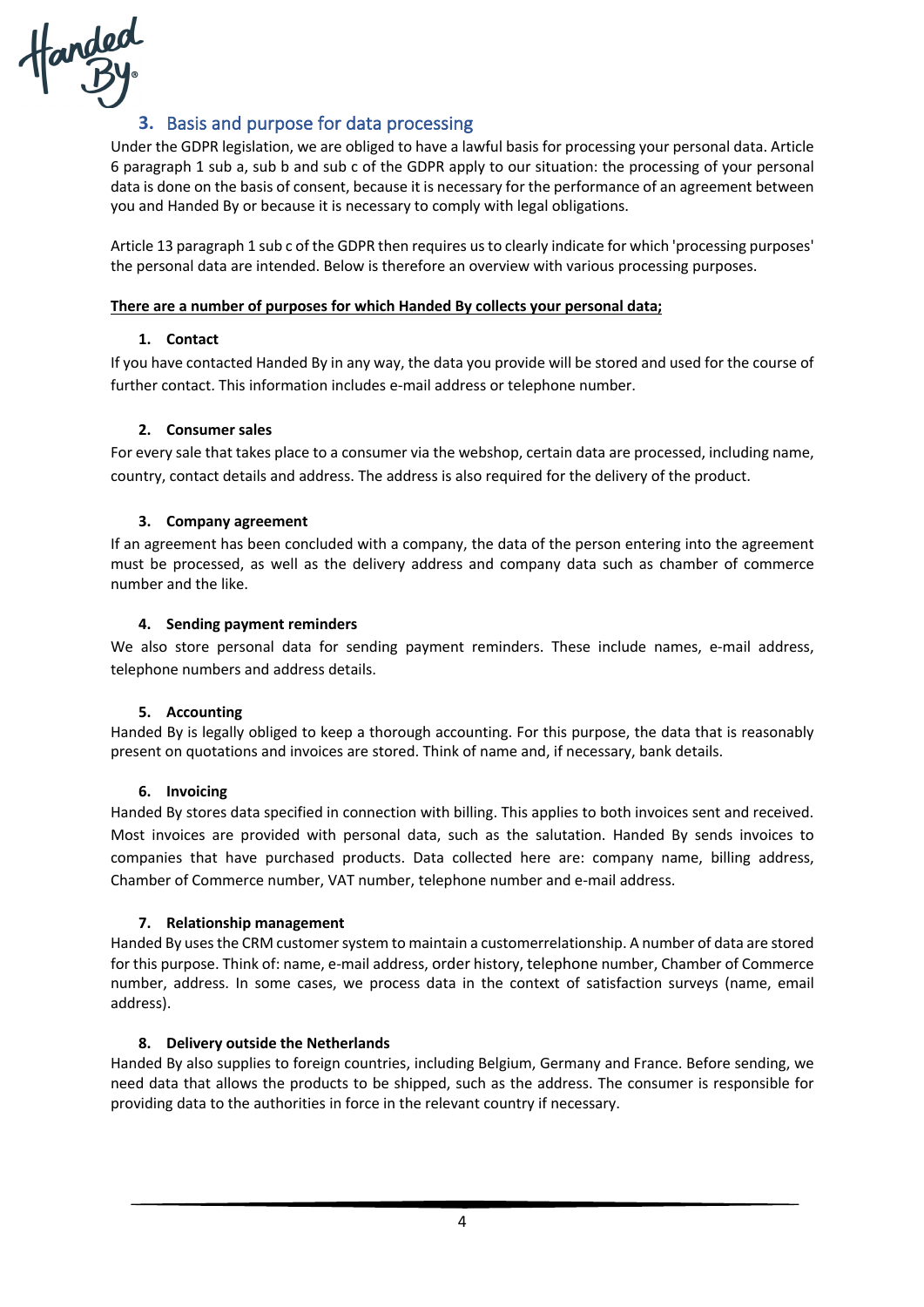## 3. Basis and purpose for data processing

Under the GDPR legislation, we are obliged to have a lawful basis for processing your personal data. Article 6 paragraph 1 sub a, sub b and sub c of the GDPR apply to our situation: the processing of your personal data is done on the basis of consent, because it is necessary for the performance of an agreement between you and Handed By or because it is necessary to comply with legal obligations.

Article 13 paragraph 1 sub c of the GDPR then requires us to clearly indicate for which 'processing purposes' the personal data are intended. Below is therefore an overview with various processing purposes.

**There are a number of purposes for which Handed By collects your personal data;**

1. **Contact**

If you have contacted Handed By in any way, the data you provide will be stored and used for the course of further contact. This information includes e-mail address or telephone number.

2. **Consumer sales**

For every sale that takes place to a consumer via the webshop, certain data are processed, including name, country, contact details and address. The address is also required for the delivery of the product.

3. **Company agreement**

If an agreement has been concluded with a company, the data of the person entering into the agreement must be processed, as well as the delivery address and company data such as chamber of commerce number and the like.

4. **Sending payment reminders**

We also store personal data for sending payment reminders. These include names, e-mail address, telephone numbers and address details.

5. **Accounting**

Handed By is legally obliged to keep a thorough accounting. For this purpose, the data that is reasonably present on quotations and invoices are stored. Think of name and, if necessary, bank details.

6. **Invoicing**

Handed By stores data specified in connection with billing. This applies to both invoices sent and received. Most invoices are provided with personal data, such as the salutation. Handed By sends invoices to companies that have purchased products. Data collected here are: company name, billing address, Chamber of Commerce number, VAT number, telephone number and e-mail address.

7. **Relationship management**

Handed By uses the CRM customer system to maintain a customerrelationship. A number of data are stored for this purpose. Think of: name, e-mail address, order history, telephone number, Chamber of Commerce number, address. In some cases, we process data in the context of satisfaction surveys (name, email address).

8. **Delivery outside the Netherlands**

Handed By also supplies to foreign countries, including Belgium, Germany and France. Before sending, we need data that allows the products to be shipped, such as the address. The consumer is responsible for providing data to the authorities in force in the relevant country if necessary.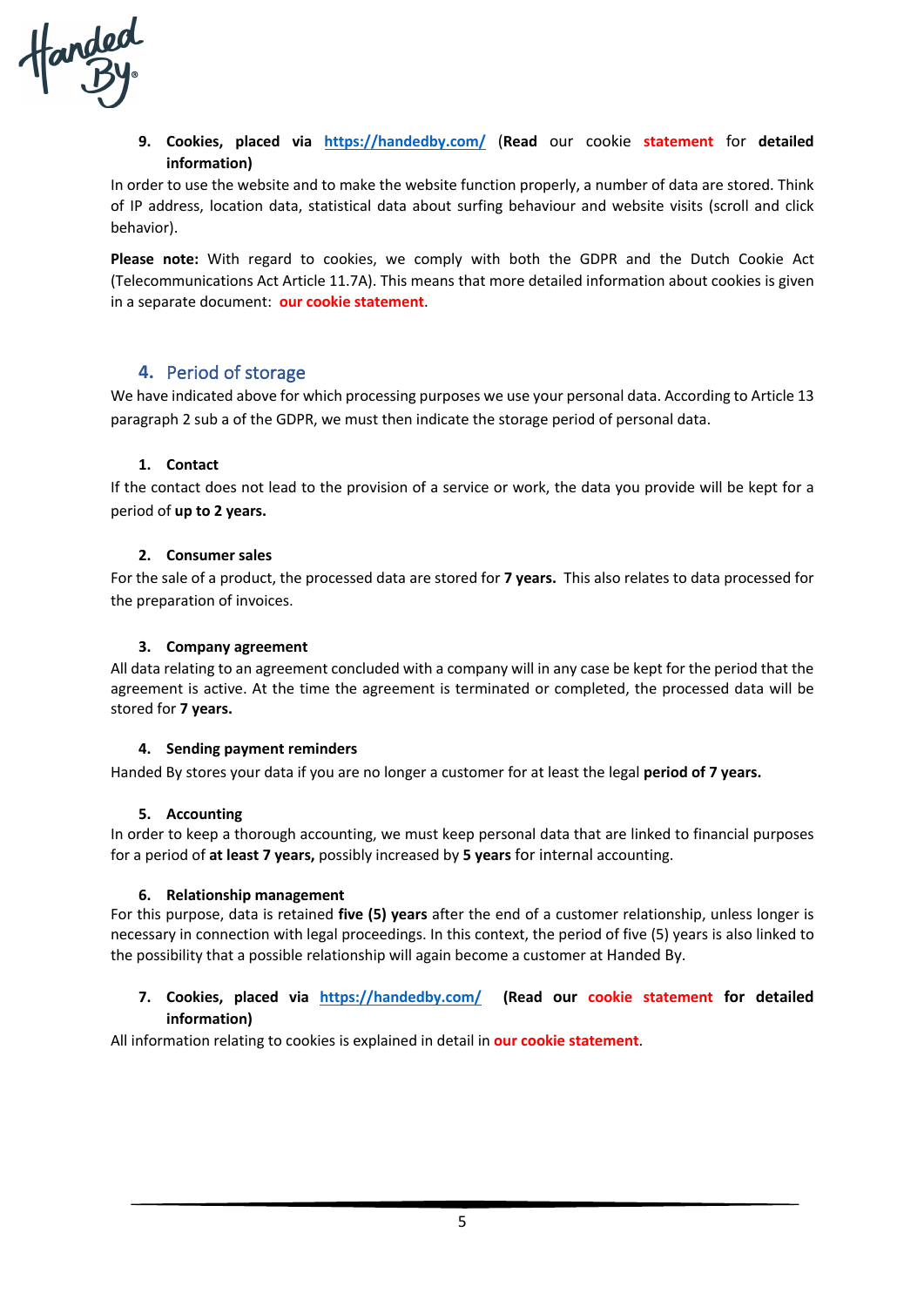9. **Cookies, placed via [https://handedby.com/](https://handedby.com/) (Read** our cookie **statement** for **detailed information)**

In order to use the website and to make the website function properly, a number of data are stored. Think of IP address, location data, statistical data about surfing behaviour and website visits (scroll and click behavior).

**Please note:** With regard to cookies, we comply with both the GDPR and the Dutch Cookie Act (Telecommunications Act Article 11.7A). This means that more detailed information about cookies is given in a separate document: **our cookie statement**.

## 4. Period of storage

We have indicated above for which processing purposes we use your personal data. According to Article 13 paragraph 2 sub a of the GDPR, we must then indicate the storage period of personal data.

1. **Contact**

If the contact does not lead to the provision of a service or work, the data you provide will be kept for a period of **up to 2 years.**

2. **Consumer sales**

For the sale of a product, the processed data are stored for **7 years.** This also relates to data processed for the preparation of invoices.

3. **Company agreement**

All data relating to an agreement concluded with a company will in any case be kept for the period that the agreement is active. At the time the agreement is terminated or completed, the processed data will be stored for **7 years.**

4. **Sending payment reminders**

Handed By stores your data if you are no longer a customer for at least the legal **period of 7 years.**

5. **Accounting**

In order to keep a thorough accounting, we must keep personal data that are linked to financial purposes for a period of **at least 7 years,** possibly increased by **5 years** for internal accounting.

6. **Relationship management**

For this purpose, data is retained **five (5) years** after the end of a customer relationship, unless longer is necessary in connection with legal proceedings. In this context, the period of five (5) years is also linked to the possibility that a possible relationship will again become a customer at Handed By.

7. **Cookies, placed via [https://handedby.com/](https://handedby.com/) (Read our cookie statement for detailed information)**

All information relating to cookies is explained in detail in **our cookie statement**.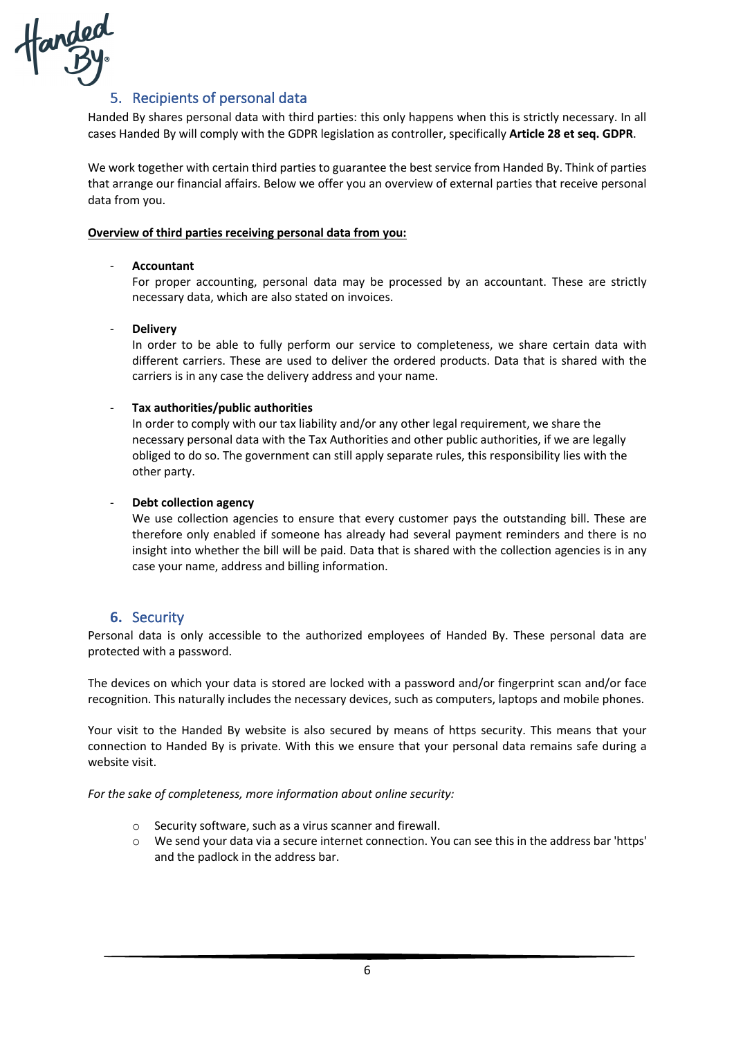## 5. Recipients of personal data

Handed By shares personal data with third parties: this only happens when this is strictly necessary. In all cases Handed By will comply with the GDPR legislation as controller, specifically **Article 28 et seq. GDPR**.

We work together with certain third parties to guarantee the best service from Handed By. Think of parties that arrange our financial affairs. Below we offer you an overview of external parties that receive personal data from you.

**Overview of third parties receiving personal data from you:**

- **Accountant**
  For proper accounting, personal data may be processed by an accountant. These are strictly necessary data, which are also stated on invoices.

- **Delivery**
  In order to be able to fully perform our service to completeness, we share certain data with different carriers. These are used to deliver the ordered products. Data that is shared with the carriers is in any case the delivery address and your name.

- **Tax authorities/public authorities**
  In order to comply with our tax liability and/or any other legal requirement, we share the necessary personal data with the Tax Authorities and other public authorities, if we are legally obliged to do so. The government can still apply separate rules, this responsibility lies with the other party.

- **Debt collection agency**
  We use collection agencies to ensure that every customer pays the outstanding bill. These are therefore only enabled if someone has already had several payment reminders and there is no insight into whether the bill will be paid. Data that is shared with the collection agencies is in any case your name, address and billing information.

## 6. Security

Personal data is only accessible to the authorized employees of Handed By. These personal data are protected with a password.

The devices on which your data is stored are locked with a password and/or fingerprint scan and/or face recognition. This naturally includes the necessary devices, such as computers, laptops and mobile phones.

Your visit to the Handed By website is also secured by means of https security. This means that your connection to Handed By is private. With this we ensure that your personal data remains safe during a website visit.

*For the sake of completeness, more information about online security:*

- Security software, such as a virus scanner and firewall.
- We send your data via a secure internet connection. You can see this in the address bar 'https' and the padlock in the address bar.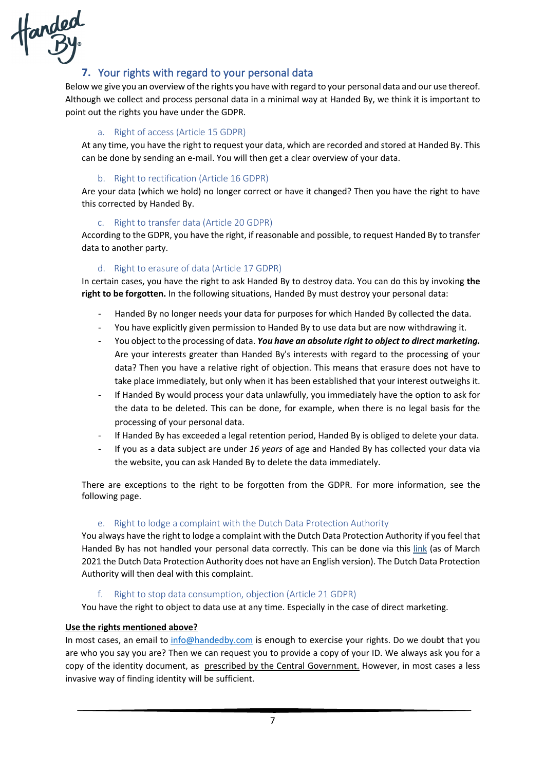## 7. Your rights with regard to your personal data

Below we give you an overview of the rights you have with regard to your personal data and our use thereof. Although we collect and process personal data in a minimal way at Handed By, we think it is important to point out the rights you have under the GDPR.

### a. Right of access (Article 15 GDPR)

At any time, you have the right to request your data, which are recorded and stored at Handed By. This can be done by sending an e-mail. You will then get a clear overview of your data.

### b. Right to rectification (Article 16 GDPR)

Are your data (which we hold) no longer correct or have it changed? Then you have the right to have this corrected by Handed By.

### c. Right to transfer data (Article 20 GDPR)

According to the GDPR, you have the right, if reasonable and possible, to request Handed By to transfer data to another party.

### d. Right to erasure of data (Article 17 GDPR)

In certain cases, you have the right to ask Handed By to destroy data. You can do this by invoking **the right to be forgotten.** In the following situations, Handed By must destroy your personal data:

- Handed By no longer needs your data for purposes for which Handed By collected the data.
- You have explicitly given permission to Handed By to use data but are now withdrawing it.
- You object to the processing of data. ***You have an absolute right to object to direct marketing.*** Are your interests greater than Handed By's interests with regard to the processing of your data? Then you have a relative right of objection. This means that erasure does not have to take place immediately, but only when it has been established that your interest outweighs it.
- If Handed By would process your data unlawfully, you immediately have the option to ask for the data to be deleted. This can be done, for example, when there is no legal basis for the processing of your personal data.
- If Handed By has exceeded a legal retention period, Handed By is obliged to delete your data.
- If you as a data subject are under *16 years* of age and Handed By has collected your data via the website, you can ask Handed By to delete the data immediately.

There are exceptions to the right to be forgotten from the GDPR. For more information, see the following page.

### e. Right to lodge a complaint with the Dutch Data Protection Authority

You always have the right to lodge a complaint with the Dutch Data Protection Authority if you feel that Handed By has not handled your personal data correctly. This can be done via this link (as of March 2021 the Dutch Data Protection Authority does not have an English version). The Dutch Data Protection Authority will then deal with this complaint.

### f. Right to stop data consumption, objection (Article 21 GDPR)

You have the right to object to data use at any time. Especially in the case of direct marketing.

**Use the rights mentioned above?**

In most cases, an email to info@handedby.com is enough to exercise your rights. Do we doubt that you are who you say you are? Then we can request you to provide a copy of your ID. We always ask you for a copy of the identity document, as prescribed by the Central Government. However, in most cases a less invasive way of finding identity will be sufficient.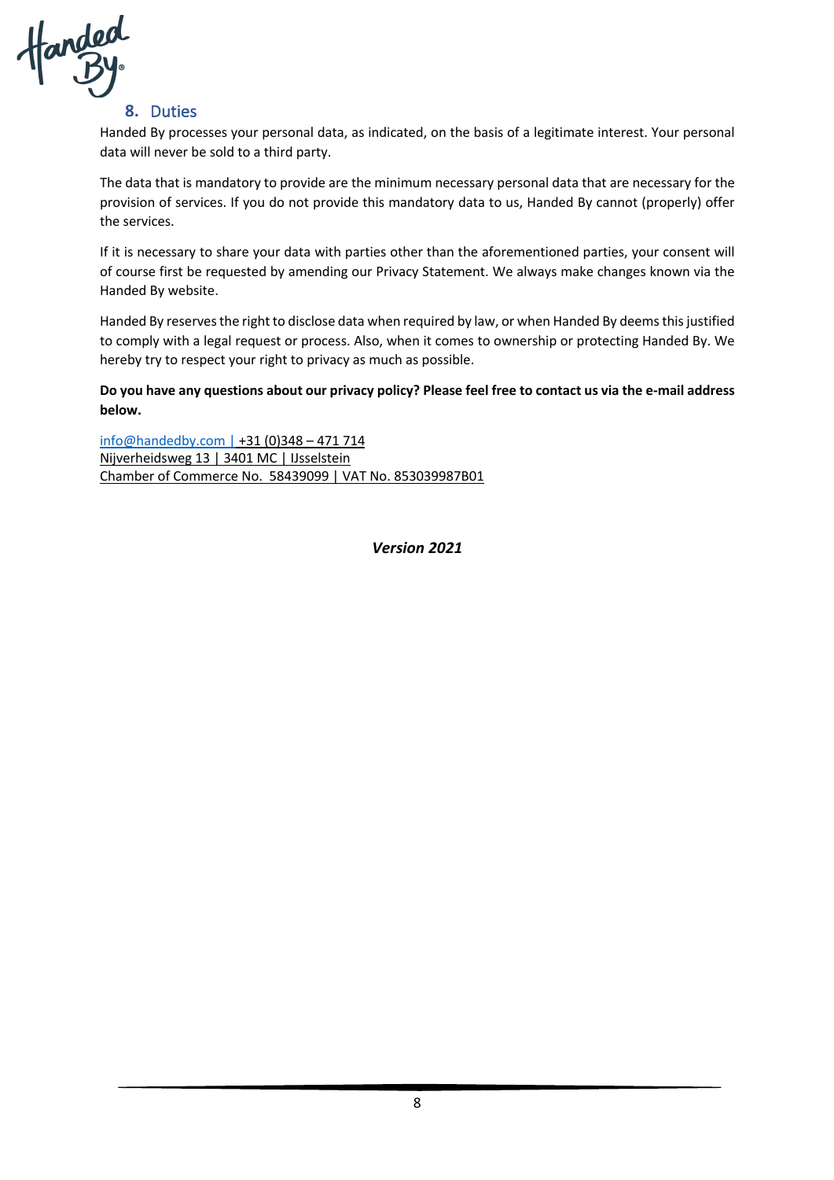## 8. Duties

Handed By processes your personal data, as indicated, on the basis of a legitimate interest. Your personal data will never be sold to a third party.

The data that is mandatory to provide are the minimum necessary personal data that are necessary for the provision of services. If you do not provide this mandatory data to us, Handed By cannot (properly) offer the services.

If it is necessary to share your data with parties other than the aforementioned parties, your consent will of course first be requested by amending our Privacy Statement. We always make changes known via the Handed By website.

Handed By reserves the right to disclose data when required by law, or when Handed By deems this justified to comply with a legal request or process. Also, when it comes to ownership or protecting Handed By. We hereby try to respect your right to privacy as much as possible.

**Do you have any questions about our privacy policy? Please feel free to contact us via the e-mail address below.**

info@handedby.com | +31 (0)348 – 471 714
Nijverheidsweg 13 | 3401 MC | IJsselstein
Chamber of Commerce No. 58439099 | VAT No. 853039987B01

***Version 2021***